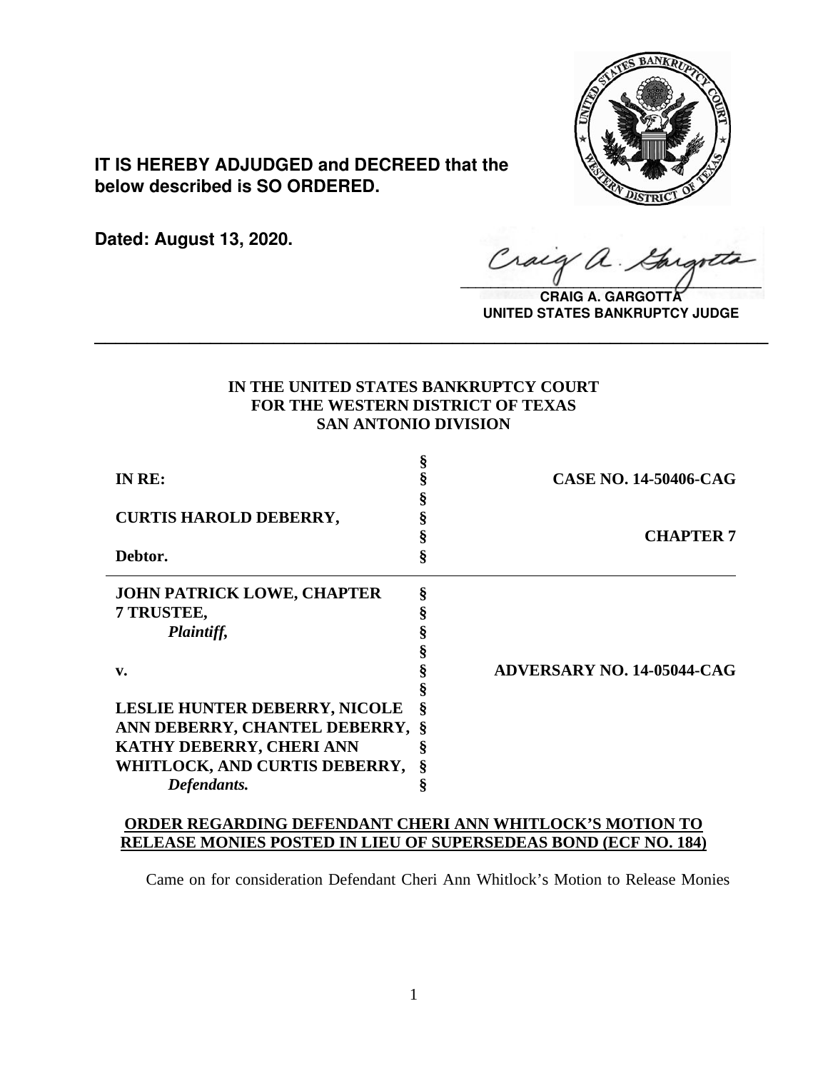**IT IS HEREBY ADJUDGED and DECREED that the below described is SO ORDERED.**

**Dated: August 13, 2020.**

**CRAIG A. GARGOTTA**
**UNITED STATES BANKRUPTCY JUDGE**

---

**IN THE UNITED STATES BANKRUPTCY COURT**
**FOR THE WESTERN DISTRICT OF TEXAS**
**SAN ANTONIO DIVISION**

| | | |
|---|---|---|
| **IN RE:** | § | **CASE NO. 14-50406-CAG** |
| **CURTIS HAROLD DEBERRY,** | § | **CHAPTER 7** |
| **Debtor.** | § | |
| **JOHN PATRICK LOWE, CHAPTER 7 TRUSTEE,** *Plaintiff,* | § | |
| **v.** | § | **ADVERSARY NO. 14-05044-CAG** |
| **LESLIE HUNTER DEBERRY, NICOLE ANN DEBERRY, CHANTEL DEBERRY, KATHY DEBERRY, CHERI ANN WHITLOCK, AND CURTIS DEBERRY,** *Defendants.* | § | |

**ORDER REGARDING DEFENDANT CHERI ANN WHITLOCK'S MOTION TO RELEASE MONIES POSTED IN LIEU OF SUPERSEDEAS BOND (ECF NO. 184)**

Came on for consideration Defendant Cheri Ann Whitlock's Motion to Release Monies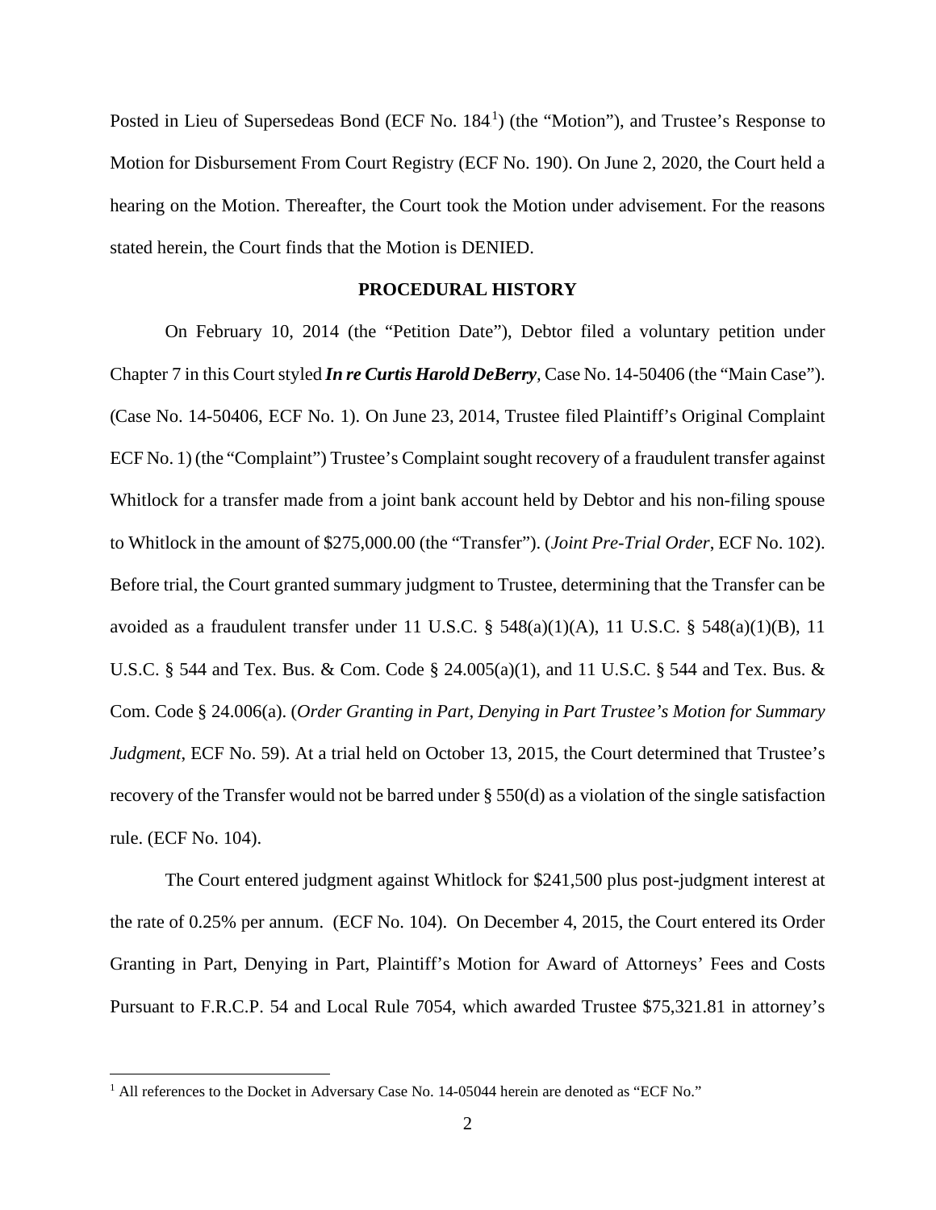Posted in Lieu of Supersedeas Bond (ECF No. 184[1]) (the "Motion"), and Trustee's Response to Motion for Disbursement From Court Registry (ECF No. 190). On June 2, 2020, the Court held a hearing on the Motion. Thereafter, the Court took the Motion under advisement. For the reasons stated herein, the Court finds that the Motion is DENIED.

**PROCEDURAL HISTORY**

On February 10, 2014 (the "Petition Date"), Debtor filed a voluntary petition under Chapter 7 in this Court styled ***In re Curtis Harold DeBerry***, Case No. 14-50406 (the "Main Case"). (Case No. 14-50406, ECF No. 1). On June 23, 2014, Trustee filed Plaintiff's Original Complaint ECF No. 1) (the "Complaint") Trustee's Complaint sought recovery of a fraudulent transfer against Whitlock for a transfer made from a joint bank account held by Debtor and his non-filing spouse to Whitlock in the amount of $275,000.00 (the "Transfer"). (*Joint Pre-Trial Order*, ECF No. 102). Before trial, the Court granted summary judgment to Trustee, determining that the Transfer can be avoided as a fraudulent transfer under 11 U.S.C. § 548(a)(1)(A), 11 U.S.C. § 548(a)(1)(B), 11 U.S.C. § 544 and Tex. Bus. & Com. Code § 24.005(a)(1), and 11 U.S.C. § 544 and Tex. Bus. & Com. Code § 24.006(a). (*Order Granting in Part, Denying in Part Trustee's Motion for Summary Judgment*, ECF No. 59). At a trial held on October 13, 2015, the Court determined that Trustee's recovery of the Transfer would not be barred under § 550(d) as a violation of the single satisfaction rule. (ECF No. 104).

The Court entered judgment against Whitlock for $241,500 plus post-judgment interest at the rate of 0.25% per annum. (ECF No. 104). On December 4, 2015, the Court entered its Order Granting in Part, Denying in Part, Plaintiff's Motion for Award of Attorneys' Fees and Costs Pursuant to F.R.C.P. 54 and Local Rule 7054, which awarded Trustee $75,321.81 in attorney's

[1] All references to the Docket in Adversary Case No. 14-05044 herein are denoted as "ECF No."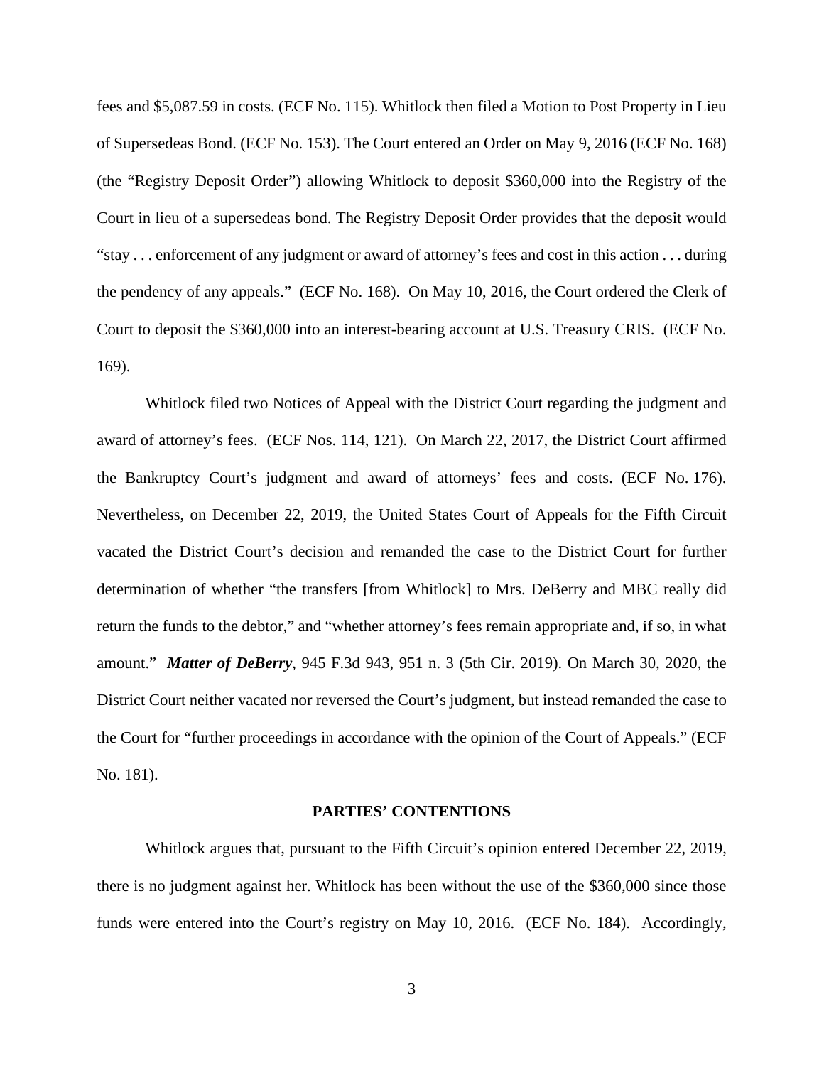fees and $5,087.59 in costs. (ECF No. 115). Whitlock then filed a Motion to Post Property in Lieu of Supersedeas Bond. (ECF No. 153). The Court entered an Order on May 9, 2016 (ECF No. 168) (the "Registry Deposit Order") allowing Whitlock to deposit $360,000 into the Registry of the Court in lieu of a supersedeas bond. The Registry Deposit Order provides that the deposit would "stay . . . enforcement of any judgment or award of attorney's fees and cost in this action . . . during the pendency of any appeals." (ECF No. 168). On May 10, 2016, the Court ordered the Clerk of Court to deposit the $360,000 into an interest-bearing account at U.S. Treasury CRIS. (ECF No. 169).

Whitlock filed two Notices of Appeal with the District Court regarding the judgment and award of attorney's fees. (ECF Nos. 114, 121). On March 22, 2017, the District Court affirmed the Bankruptcy Court's judgment and award of attorneys' fees and costs. (ECF No. 176). Nevertheless, on December 22, 2019, the United States Court of Appeals for the Fifth Circuit vacated the District Court's decision and remanded the case to the District Court for further determination of whether "the transfers [from Whitlock] to Mrs. DeBerry and MBC really did return the funds to the debtor," and "whether attorney's fees remain appropriate and, if so, in what amount." ***Matter of DeBerry***, 945 F.3d 943, 951 n. 3 (5th Cir. 2019). On March 30, 2020, the District Court neither vacated nor reversed the Court's judgment, but instead remanded the case to the Court for "further proceedings in accordance with the opinion of the Court of Appeals." (ECF No. 181).

## PARTIES' CONTENTIONS

Whitlock argues that, pursuant to the Fifth Circuit's opinion entered December 22, 2019, there is no judgment against her. Whitlock has been without the use of the $360,000 since those funds were entered into the Court's registry on May 10, 2016. (ECF No. 184). Accordingly,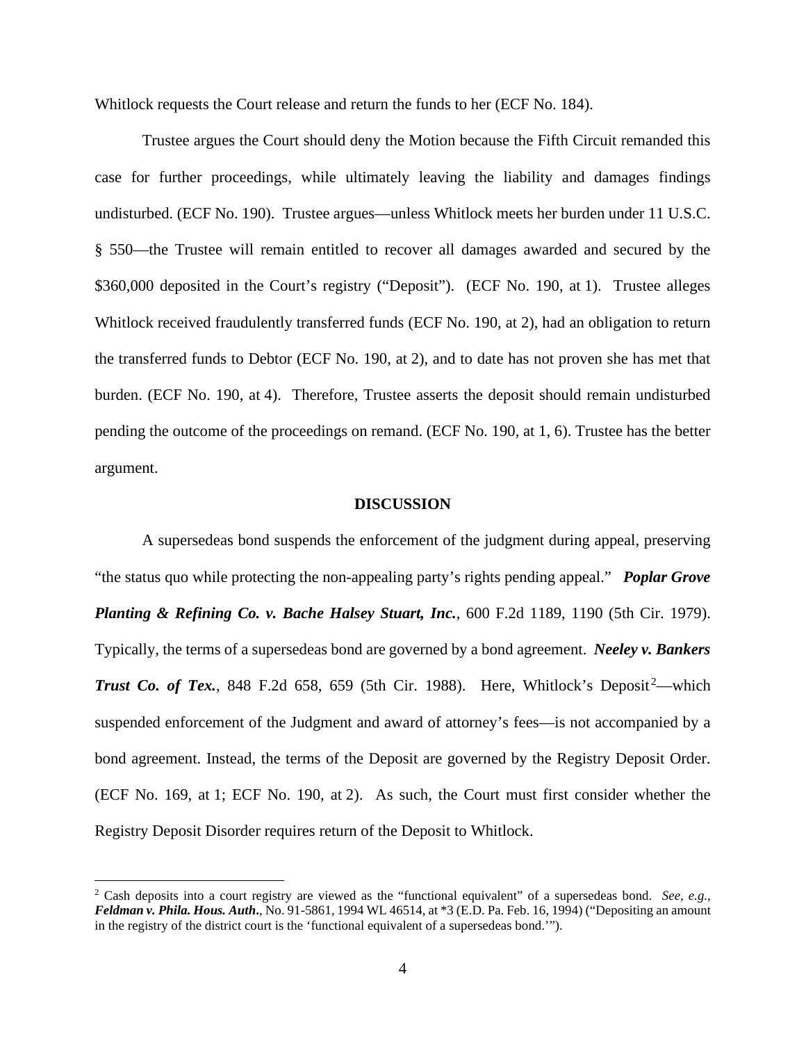Whitlock requests the Court release and return the funds to her (ECF No. 184).

Trustee argues the Court should deny the Motion because the Fifth Circuit remanded this case for further proceedings, while ultimately leaving the liability and damages findings undisturbed. (ECF No. 190). Trustee argues—unless Whitlock meets her burden under 11 U.S.C. § 550—the Trustee will remain entitled to recover all damages awarded and secured by the \$360,000 deposited in the Court's registry ("Deposit"). (ECF No. 190, at 1). Trustee alleges Whitlock received fraudulently transferred funds (ECF No. 190, at 2), had an obligation to return the transferred funds to Debtor (ECF No. 190, at 2), and to date has not proven she has met that burden. (ECF No. 190, at 4). Therefore, Trustee asserts the deposit should remain undisturbed pending the outcome of the proceedings on remand. (ECF No. 190, at 1, 6). Trustee has the better argument.

## DISCUSSION

A supersedeas bond suspends the enforcement of the judgment during appeal, preserving "the status quo while protecting the non-appealing party's rights pending appeal." ***Poplar Grove Planting & Refining Co. v. Bache Halsey Stuart, Inc.***, 600 F.2d 1189, 1190 (5th Cir. 1979). Typically, the terms of a supersedeas bond are governed by a bond agreement. ***Neeley v. Bankers Trust Co. of Tex.***, 848 F.2d 658, 659 (5th Cir. 1988). Here, Whitlock's Deposit[2]—which suspended enforcement of the Judgment and award of attorney's fees—is not accompanied by a bond agreement. Instead, the terms of the Deposit are governed by the Registry Deposit Order. (ECF No. 169, at 1; ECF No. 190, at 2). As such, the Court must first consider whether the Registry Deposit Disorder requires return of the Deposit to Whitlock.

[2] Cash deposits into a court registry are viewed as the "functional equivalent" of a supersedeas bond. *See, e.g.*, ***Feldman v. Phila. Hous. Auth.***, No. 91-5861, 1994 WL 46514, at *3 (E.D. Pa. Feb. 16, 1994) ("Depositing an amount in the registry of the district court is the 'functional equivalent of a supersedeas bond.'").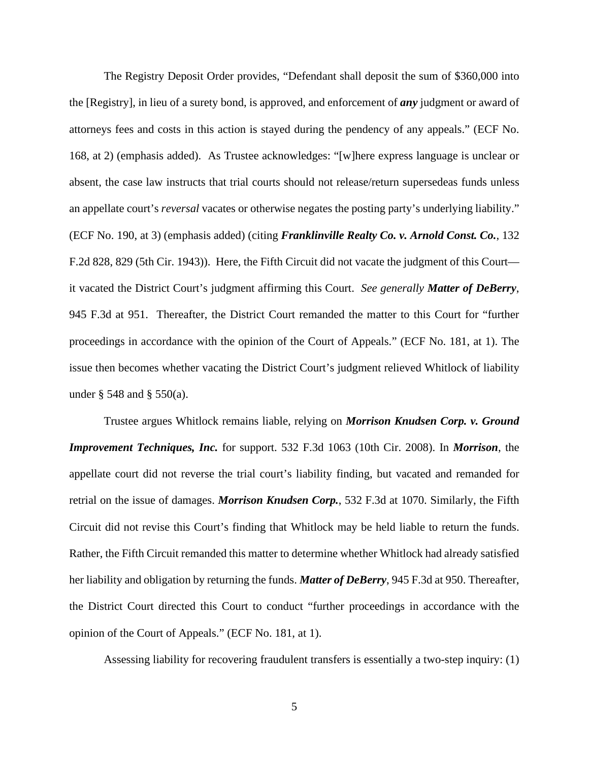The Registry Deposit Order provides, "Defendant shall deposit the sum of $360,000 into the [Registry], in lieu of a surety bond, is approved, and enforcement of ***any*** judgment or award of attorneys fees and costs in this action is stayed during the pendency of any appeals." (ECF No. 168, at 2) (emphasis added). As Trustee acknowledges: "[w]here express language is unclear or absent, the case law instructs that trial courts should not release/return supersedeas funds unless an appellate court's *reversal* vacates or otherwise negates the posting party's underlying liability." (ECF No. 190, at 3) (emphasis added) (citing ***Franklinville Realty Co. v. Arnold Const. Co.***, 132 F.2d 828, 829 (5th Cir. 1943)). Here, the Fifth Circuit did not vacate the judgment of this Court—it vacated the District Court's judgment affirming this Court. *See generally* ***Matter of DeBerry***, 945 F.3d at 951. Thereafter, the District Court remanded the matter to this Court for "further proceedings in accordance with the opinion of the Court of Appeals." (ECF No. 181, at 1). The issue then becomes whether vacating the District Court's judgment relieved Whitlock of liability under § 548 and § 550(a).

Trustee argues Whitlock remains liable, relying on ***Morrison Knudsen Corp. v. Ground Improvement Techniques, Inc.*** for support. 532 F.3d 1063 (10th Cir. 2008). In ***Morrison***, the appellate court did not reverse the trial court's liability finding, but vacated and remanded for retrial on the issue of damages. ***Morrison Knudsen Corp.***, 532 F.3d at 1070. Similarly, the Fifth Circuit did not revise this Court's finding that Whitlock may be held liable to return the funds. Rather, the Fifth Circuit remanded this matter to determine whether Whitlock had already satisfied her liability and obligation by returning the funds. ***Matter of DeBerry***, 945 F.3d at 950. Thereafter, the District Court directed this Court to conduct "further proceedings in accordance with the opinion of the Court of Appeals." (ECF No. 181, at 1).

Assessing liability for recovering fraudulent transfers is essentially a two-step inquiry: (1)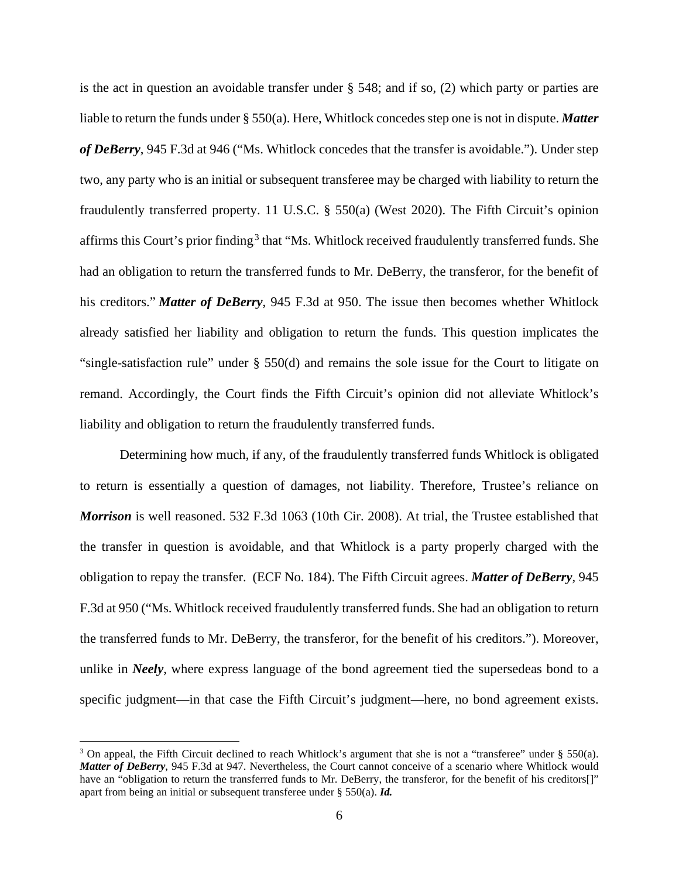is the act in question an avoidable transfer under § 548; and if so, (2) which party or parties are liable to return the funds under § 550(a). Here, Whitlock concedes step one is not in dispute. ***Matter of DeBerry***, 945 F.3d at 946 ("Ms. Whitlock concedes that the transfer is avoidable."). Under step two, any party who is an initial or subsequent transferee may be charged with liability to return the fraudulently transferred property. 11 U.S.C. § 550(a) (West 2020). The Fifth Circuit's opinion affirms this Court's prior finding[3] that "Ms. Whitlock received fraudulently transferred funds. She had an obligation to return the transferred funds to Mr. DeBerry, the transferor, for the benefit of his creditors." ***Matter of DeBerry***, 945 F.3d at 950. The issue then becomes whether Whitlock already satisfied her liability and obligation to return the funds. This question implicates the "single-satisfaction rule" under § 550(d) and remains the sole issue for the Court to litigate on remand. Accordingly, the Court finds the Fifth Circuit's opinion did not alleviate Whitlock's liability and obligation to return the fraudulently transferred funds.

Determining how much, if any, of the fraudulently transferred funds Whitlock is obligated to return is essentially a question of damages, not liability. Therefore, Trustee's reliance on ***Morrison*** is well reasoned. 532 F.3d 1063 (10th Cir. 2008). At trial, the Trustee established that the transfer in question is avoidable, and that Whitlock is a party properly charged with the obligation to repay the transfer. (ECF No. 184). The Fifth Circuit agrees. ***Matter of DeBerry***, 945 F.3d at 950 ("Ms. Whitlock received fraudulently transferred funds. She had an obligation to return the transferred funds to Mr. DeBerry, the transferor, for the benefit of his creditors."). Moreover, unlike in ***Neely***, where express language of the bond agreement tied the supersedeas bond to a specific judgment—in that case the Fifth Circuit's judgment—here, no bond agreement exists.

---

[3] On appeal, the Fifth Circuit declined to reach Whitlock's argument that she is not a "transferee" under § 550(a). ***Matter of DeBerry***, 945 F.3d at 947. Nevertheless, the Court cannot conceive of a scenario where Whitlock would have an "obligation to return the transferred funds to Mr. DeBerry, the transferor, for the benefit of his creditors[]" apart from being an initial or subsequent transferee under § 550(a). ***Id.***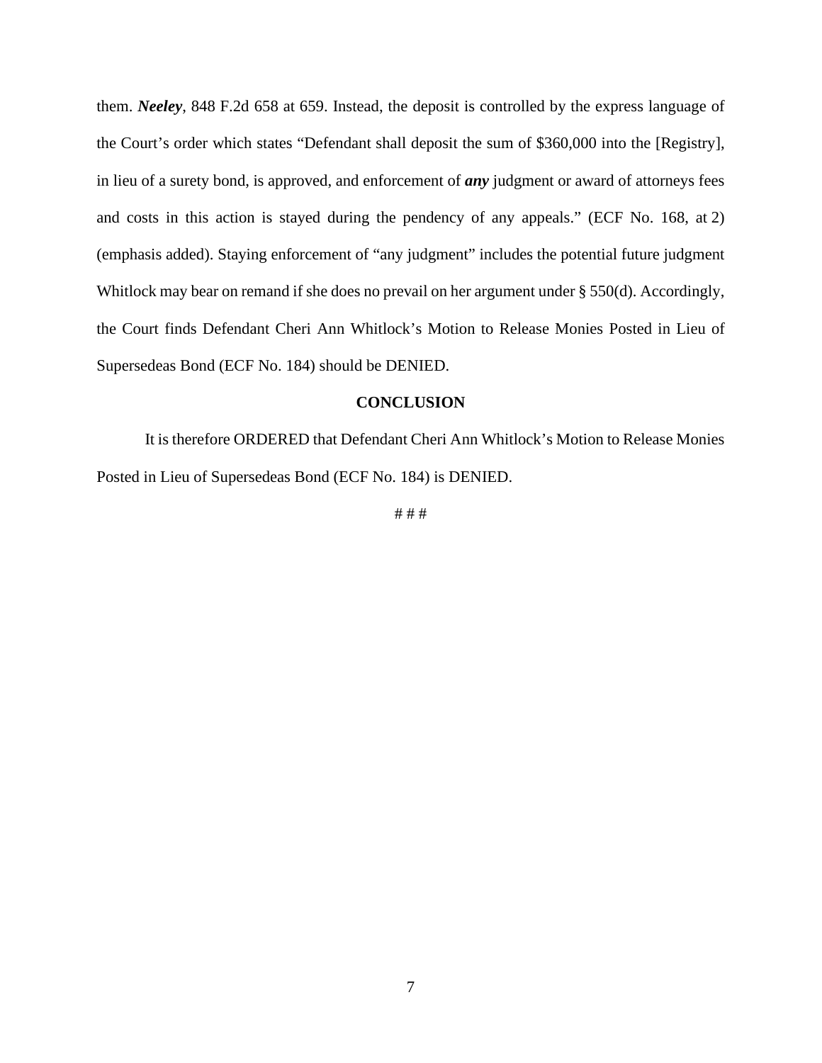them. ***Neeley***, 848 F.2d 658 at 659. Instead, the deposit is controlled by the express language of the Court's order which states "Defendant shall deposit the sum of $360,000 into the [Registry], in lieu of a surety bond, is approved, and enforcement of ***any*** judgment or award of attorneys fees and costs in this action is stayed during the pendency of any appeals." (ECF No. 168, at 2) (emphasis added). Staying enforcement of "any judgment" includes the potential future judgment Whitlock may bear on remand if she does no prevail on her argument under § 550(d). Accordingly, the Court finds Defendant Cheri Ann Whitlock's Motion to Release Monies Posted in Lieu of Supersedeas Bond (ECF No. 184) should be DENIED.

**CONCLUSION**

It is therefore ORDERED that Defendant Cheri Ann Whitlock's Motion to Release Monies Posted in Lieu of Supersedeas Bond (ECF No. 184) is DENIED.

# # #